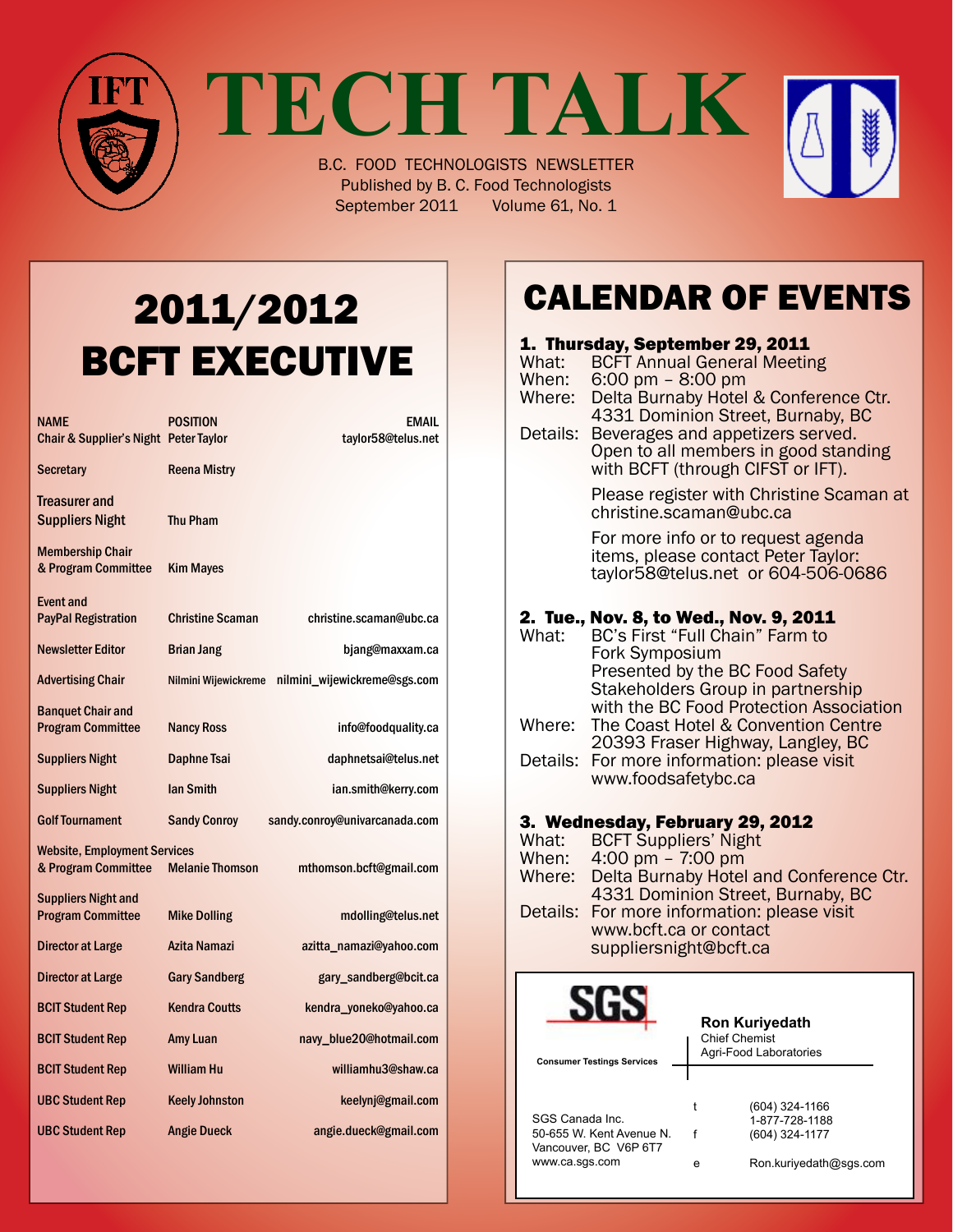# TECH TALK

B.C. FOOD TECHNOLOGISTS NEWSLETTER
Published by B. C. Food Technologists
September 2011 Volume 61, No. 1

## 2011/2012 BCFT EXECUTIVE

| NAME | POSITION | EMAIL |
|---|---|---|
| Chair & Supplier's Night | Peter Taylor | taylor58@telus.net |
| Secretary | Reena Mistry | |
| Treasurer and Suppliers Night | Thu Pham | |
| Membership Chair & Program Committee | Kim Mayes | |
| Event and PayPal Registration | Christine Scaman | christine.scaman@ubc.ca |
| Newsletter Editor | Brian Jang | bjang@maxxam.ca |
| Advertising Chair | Nilmini Wijewickreme | nilmini_wijewickreme@sgs.com |
| Banquet Chair and Program Committee | Nancy Ross | info@foodquality.ca |
| Suppliers Night | Daphne Tsai | daphnetsai@telus.net |
| Suppliers Night | Ian Smith | ian.smith@kerry.com |
| Golf Tournament | Sandy Conroy | sandy.conroy@univarcanada.com |
| Website, Employment Services & Program Committee | Melanie Thomson | mthomson.bcft@gmail.com |
| Suppliers Night and Program Committee | Mike Dolling | mdolling@telus.net |
| Director at Large | Azita Namazi | azitta_namazi@yahoo.com |
| Director at Large | Gary Sandberg | gary_sandberg@bcit.ca |
| BCIT Student Rep | Kendra Coutts | kendra_yoneko@yahoo.ca |
| BCIT Student Rep | Amy Luan | navy_blue20@hotmail.com |
| BCIT Student Rep | William Hu | williamhu3@shaw.ca |
| UBC Student Rep | Keely Johnston | keelynj@gmail.com |
| UBC Student Rep | Angie Dueck | angie.dueck@gmail.com |

## CALENDAR OF EVENTS

### 1. Thursday, September 29, 2011

What: BCFT Annual General Meeting
When: 6:00 pm – 8:00 pm
Where: Delta Burnaby Hotel & Conference Ctr. 4331 Dominion Street, Burnaby, BC
Details: Beverages and appetizers served. Open to all members in good standing with BCFT (through CIFST or IFT).

Please register with Christine Scaman at christine.scaman@ubc.ca

For more info or to request agenda items, please contact Peter Taylor: taylor58@telus.net or 604-506-0686

### 2. Tue., Nov. 8, to Wed., Nov. 9, 2011

What: BC's First "Full Chain" Farm to Fork Symposium
Presented by the BC Food Safety Stakeholders Group in partnership with the BC Food Protection Association
Where: The Coast Hotel & Convention Centre 20393 Fraser Highway, Langley, BC
Details: For more information: please visit www.foodsafetybc.ca

### 3. Wednesday, February 29, 2012

What: BCFT Suppliers' Night
When: 4:00 pm – 7:00 pm
Where: Delta Burnaby Hotel and Conference Ctr. 4331 Dominion Street, Burnaby, BC
Details: For more information: please visit www.bcft.ca or contact suppliersnight@bcft.ca

---

**SGS**
Consumer Testings Services

**Ron Kuriyedath**
Chief Chemist
Agri-Food Laboratories

SGS Canada Inc.
50-655 W. Kent Avenue N.
Vancouver, BC V6P 6T7
www.ca.sgs.com

t (604) 324-1166
1-877-728-1188
f (604) 324-1177
e Ron.kuriyedath@sgs.com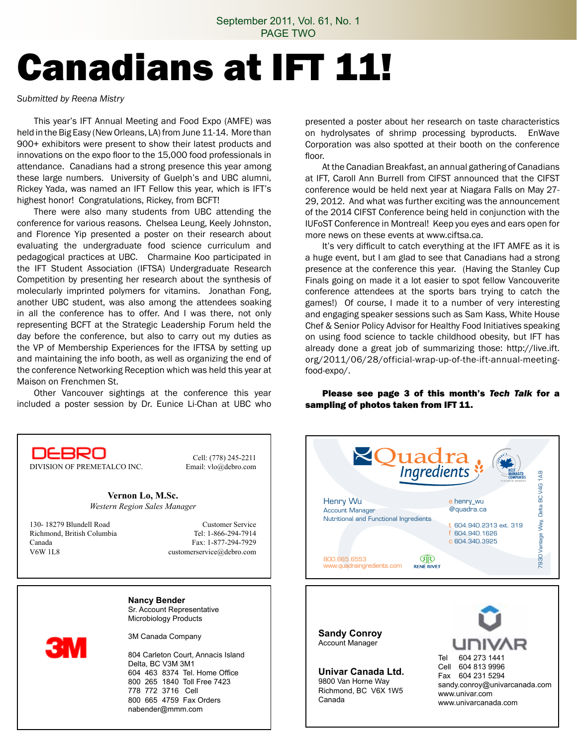# Canadians at IFT 11!

*Submitted by Reena Mistry*

This year's IFT Annual Meeting and Food Expo (AMFE) was held in the Big Easy (New Orleans, LA) from June 11-14. More than 900+ exhibitors were present to show their latest products and innovations on the expo floor to the 15,000 food professionals in attendance. Canadians had a strong presence this year among these large numbers. University of Guelph's and UBC alumni, Rickey Yada, was named an IFT Fellow this year, which is IFT's highest honor! Congratulations, Rickey, from BCFT!

There were also many students from UBC attending the conference for various reasons. Chelsea Leung, Keely Johnston, and Florence Yip presented a poster on their research about evaluating the undergraduate food science curriculum and pedagogical practices at UBC. Charmaine Koo participated in the IFT Student Association (IFTSA) Undergraduate Research Competition by presenting her research about the synthesis of molecularly imprinted polymers for vitamins. Jonathan Fong, another UBC student, was also among the attendees soaking in all the conference has to offer. And I was there, not only representing BCFT at the Strategic Leadership Forum held the day before the conference, but also to carry out my duties as the VP of Membership Experiences for the IFTSA by setting up and maintaining the info booth, as well as organizing the end of the conference Networking Reception which was held this year at Maison on Frenchmen St.

Other Vancouver sightings at the conference this year included a poster session by Dr. Eunice Li-Chan at UBC who presented a poster about her research on taste characteristics on hydrolysates of shrimp processing byproducts. EnWave Corporation was also spotted at their booth on the conference floor.

At the Canadian Breakfast, an annual gathering of Canadians at IFT, Caroll Ann Burrell from CIFST announced that the CIFST conference would be held next year at Niagara Falls on May 27-29, 2012. And what was further exciting was the announcement of the 2014 CIFST Conference being held in conjunction with the IUFoST Conference in Montreal! Keep you eyes and ears open for more news on these events at www.ciftsa.ca.

It's very difficult to catch everything at the IFT AMFE as it is a huge event, but I am glad to see that Canadians had a strong presence at the conference this year. (Having the Stanley Cup Finals going on made it a lot easier to spot fellow Vancouverite conference attendees at the sports bars trying to catch the games!) Of course, I made it to a number of very interesting and engaging speaker sessions such as Sam Kass, White House Chef & Senior Policy Advisor for Healthy Food Initiatives speaking on using food science to tackle childhood obesity, but IFT has already done a great job of summarizing those: http://live.ift.org/2011/06/28/official-wrap-up-of-the-ift-annual-meeting-food-expo/.

**Please see page 3 of this month's *Tech Talk* for a sampling of photos taken from IFT 11.**

---

**DEBRO**
DIVISION OF PREMETALCO INC.
Cell: (778) 245-2211
Email: vlo@debro.com

**Vernon Lo, M.Sc.**
*Western Region Sales Manager*

130- 18279 Blundell Road
Richmond, British Columbia
Canada
V6W 1L8

Customer Service
Tel: 1-866-294-7914
Fax: 1-877-294-7929
customerservice@debro.com

---

**Quadra Ingredients**

Henry Wu
Account Manager
Nutritional and Functional Ingredients

e henry_wu@quadra.ca
t 604.940.2313 ext. 319
f 604.940.1626
c 604.340.3925

800.665.6553
www.quadraingredients.com

RENÉ RIVET

7930 Vantage Way, Delta BC V4G 1A8

---

**3M**

**Nancy Bender**
Sr. Account Representative
Microbiology Products

3M Canada Company

804 Carleton Court, Annacis Island
Delta, BC V3M 3M1
604 463 8374 Tel. Home Office
800 265 1840 Toll Free 7423
778 772 3716 Cell
800 665 4759 Fax Orders
nabender@mmm.com

---

**UNIVAR**

**Sandy Conroy**
Account Manager

**Univar Canada Ltd.**
9800 Van Horne Way
Richmond, BC V6X 1W5
Canada

Tel 604 273 1441
Cell 604 813 9996
Fax 604 231 5294
sandy.conroy@univarcanada.com
www.univar.com
www.univarcanada.com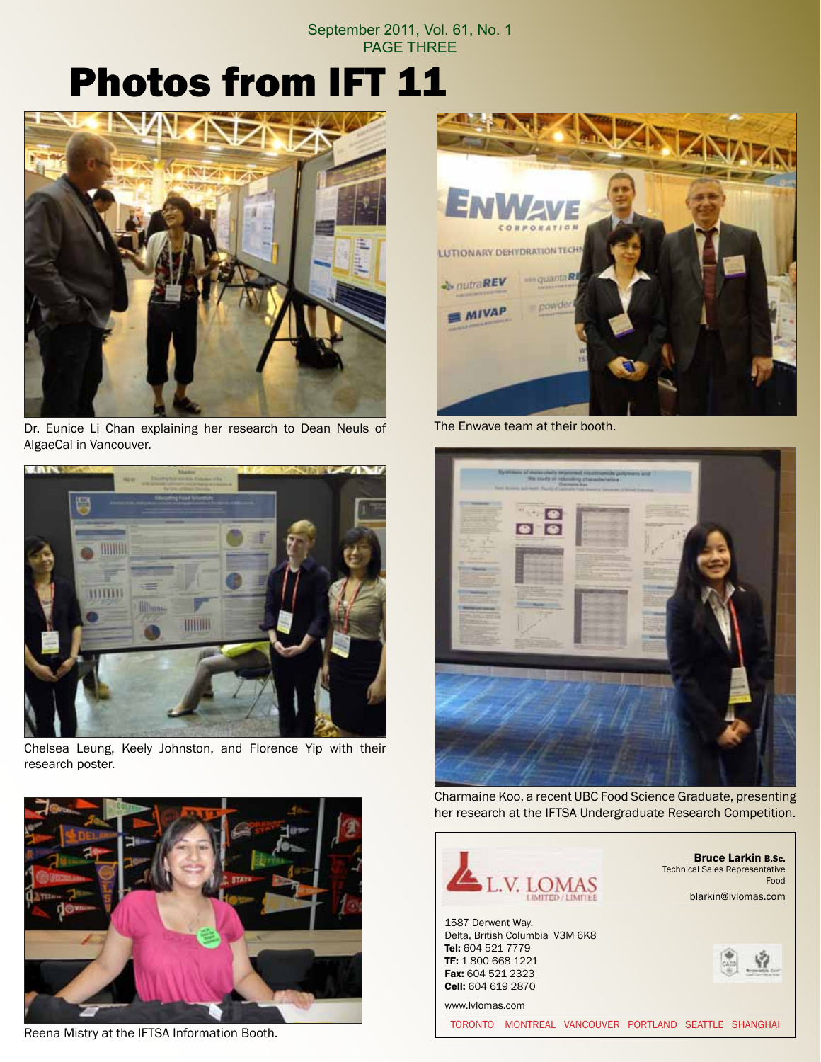# Photos from IFT 11

Dr. Eunice Li Chan explaining her research to Dean Neuls of AlgaeCal in Vancouver.

Chelsea Leung, Keely Johnston, and Florence Yip with their research poster.

Reena Mistry at the IFTSA Information Booth.

The Enwave team at their booth.

Charmaine Koo, a recent UBC Food Science Graduate, presenting her research at the IFTSA Undergraduate Research Competition.

L.V. LOMAS LIMITED / LIMITÉE

**Bruce Larkin B.Sc.**
Technical Sales Representative
Food
blarkin@lvlomas.com

1587 Derwent Way,
Delta, British Columbia V3M 6K8
**Tel:** 604 521 7779
**TF:** 1 800 668 1221
**Fax:** 604 521 2323
**Cell:** 604 619 2870

www.lvlomas.com

TORONTO MONTREAL VANCOUVER PORTLAND SEATTLE SHANGHAI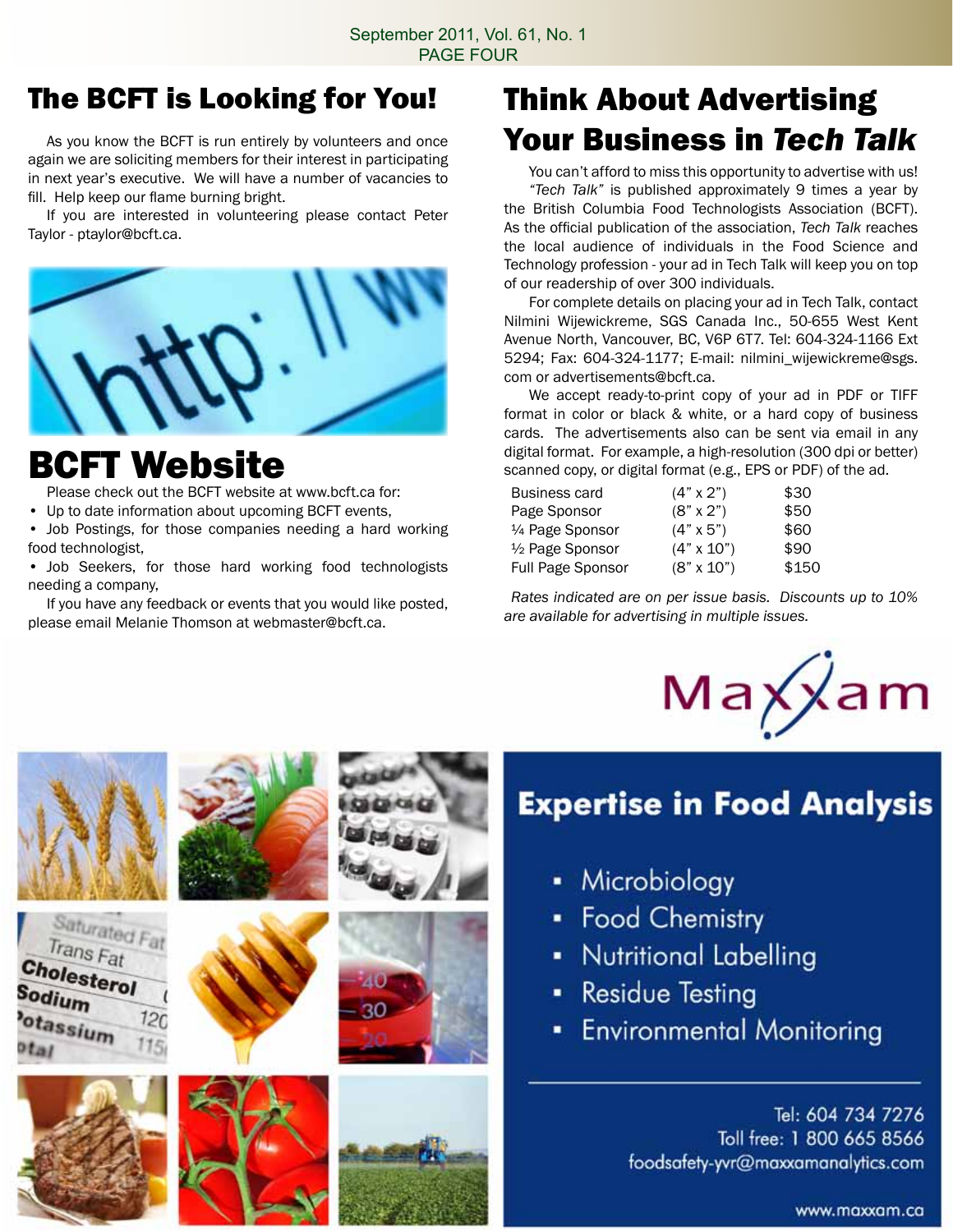# The BCFT is Looking for You!

As you know the BCFT is run entirely by volunteers and once again we are soliciting members for their interest in participating in next year's executive. We will have a number of vacancies to fill. Help keep our flame burning bright.

If you are interested in volunteering please contact Peter Taylor - ptaylor@bcft.ca.

# BCFT Website

Please check out the BCFT website at www.bcft.ca for:

- Up to date information about upcoming BCFT events,
- Job Postings, for those companies needing a hard working food technologist,
- Job Seekers, for those hard working food technologists needing a company,

If you have any feedback or events that you would like posted, please email Melanie Thomson at webmaster@bcft.ca.

# Think About Advertising Your Business in *Tech Talk*

You can't afford to miss this opportunity to advertise with us!

*"Tech Talk"* is published approximately 9 times a year by the British Columbia Food Technologists Association (BCFT). As the official publication of the association, *Tech Talk* reaches the local audience of individuals in the Food Science and Technology profession - your ad in Tech Talk will keep you on top of our readership of over 300 individuals.

For complete details on placing your ad in Tech Talk, contact Nilmini Wijewickreme, SGS Canada Inc., 50-655 West Kent Avenue North, Vancouver, BC, V6P 6T7. Tel: 604-324-1166 Ext 5294; Fax: 604-324-1177; E-mail: nilmini_wijewickreme@sgs.com or advertisements@bcft.ca.

We accept ready-to-print copy of your ad in PDF or TIFF format in color or black & white, or a hard copy of business cards. The advertisements also can be sent via email in any digital format. For example, a high-resolution (300 dpi or better) scanned copy, or digital format (e.g., EPS or PDF) of the ad.

| | | |
|---|---|---|
| Business card | (4" x 2") | $30 |
| Page Sponsor | (8" x 2") | $50 |
| ¼ Page Sponsor | (4" x 5") | $60 |
| ½ Page Sponsor | (4" x 10") | $90 |
| Full Page Sponsor | (8" x 10") | $150 |

*Rates indicated are on per issue basis. Discounts up to 10% are available for advertising in multiple issues.*

Maxxam

## Expertise in Food Analysis

- Microbiology
- Food Chemistry
- Nutritional Labelling
- Residue Testing
- Environmental Monitoring

Tel: 604 734 7276
Toll free: 1 800 665 8566
foodsafety-yvr@maxxamanalytics.com

www.maxxam.ca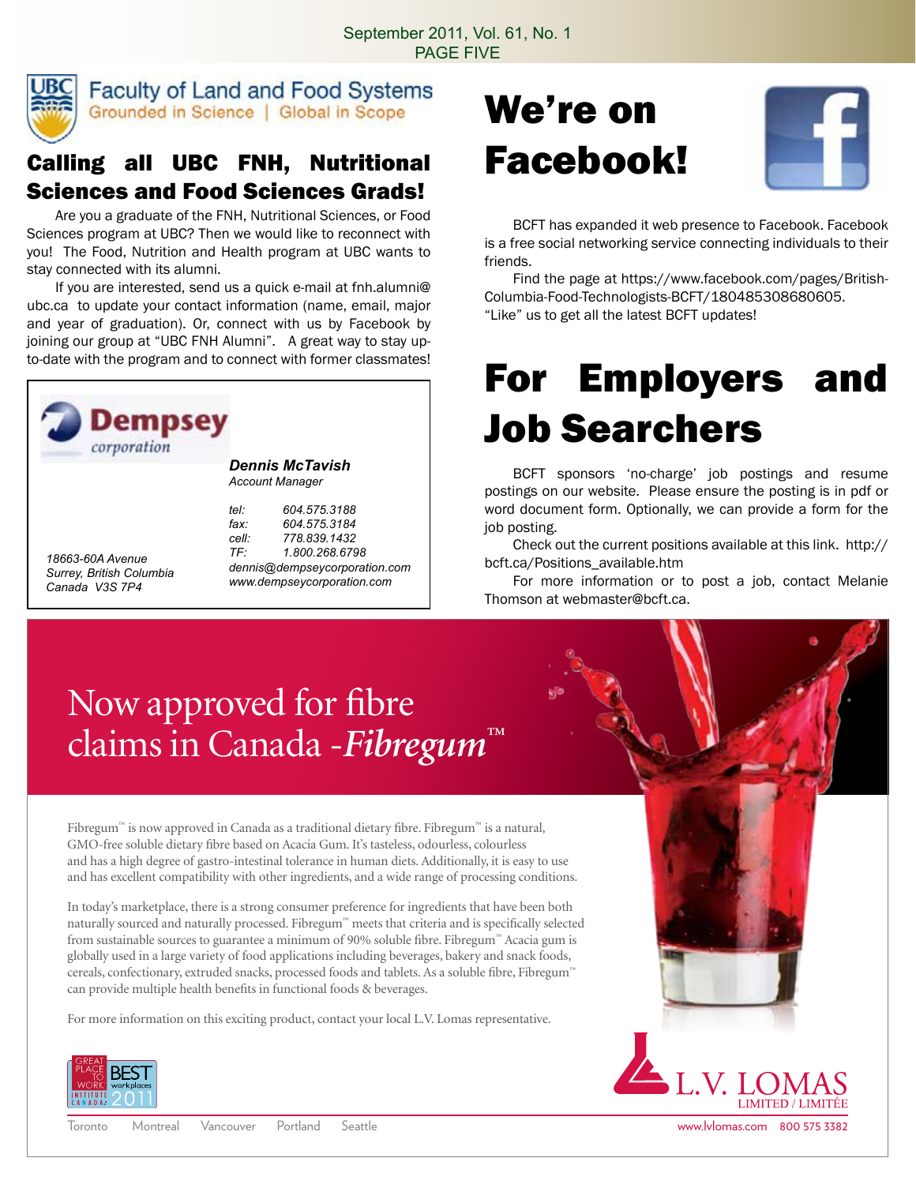Faculty of Land and Food Systems
Grounded in Science | Global in Scope

## Calling all UBC FNH, Nutritional Sciences and Food Sciences Grads!

Are you a graduate of the FNH, Nutritional Sciences, or Food Sciences program at UBC? Then we would like to reconnect with you! The Food, Nutrition and Health program at UBC wants to stay connected with its alumni.

If you are interested, send us a quick e-mail at fnh.alumni@ubc.ca to update your contact information (name, email, major and year of graduation). Or, connect with us by Facebook by joining our group at "UBC FNH Alumni". A great way to stay up-to-date with the program and to connect with former classmates!

---

**Dempsey** corporation

***Dennis McTavish***
*Account Manager*

*tel: 604.575.3188*
*fax: 604.575.3184*
*cell: 778.839.1432*
*TF: 1.800.268.6798*
*dennis@dempseycorporation.com*
*www.dempseycorporation.com*

*18663-60A Avenue*
*Surrey, British Columbia*
*Canada V3S 7P4*

---

# We're on Facebook!

BCFT has expanded it web presence to Facebook. Facebook is a free social networking service connecting individuals to their friends.

Find the page at https://www.facebook.com/pages/British-Columbia-Food-Technologists-BCFT/180485308680605. "Like" us to get all the latest BCFT updates!

# For Employers and Job Searchers

BCFT sponsors 'no-charge' job postings and resume postings on our website. Please ensure the posting is in pdf or word document form. Optionally, we can provide a form for the job posting.

Check out the current positions available at this link. http://bcft.ca/Positions_available.htm

For more information or to post a job, contact Melanie Thomson at webmaster@bcft.ca.

---

## Now approved for fibre claims in Canada - *Fibregum*™

Fibregum™ is now approved in Canada as a traditional dietary fibre. Fibregum™ is a natural, GMO-free soluble dietary fibre based on Acacia Gum. It's tasteless, odourless, colourless and has a high degree of gastro-intestinal tolerance in human diets. Additionally, it is easy to use and has excellent compatibility with other ingredients, and a wide range of processing conditions.

In today's marketplace, there is a strong consumer preference for ingredients that have been both naturally sourced and naturally processed. Fibregum™ meets that criteria and is specifically selected from sustainable sources to guarantee a minimum of 90% soluble fibre. Fibregum™ Acacia gum is globally used in a large variety of food applications including beverages, bakery and snack foods, cereals, confectionary, extruded snacks, processed foods and tablets. As a soluble fibre, Fibregum™ can provide multiple health benefits in functional foods & beverages.

For more information on this exciting product, contact your local L.V. Lomas representative.

Great Place to Work Institute Canada: BEST workplaces 2011

L.V. LOMAS LIMITED / LIMITÉE

Toronto Montreal Vancouver Portland Seattle

www.lvlomas.com 800 575 3382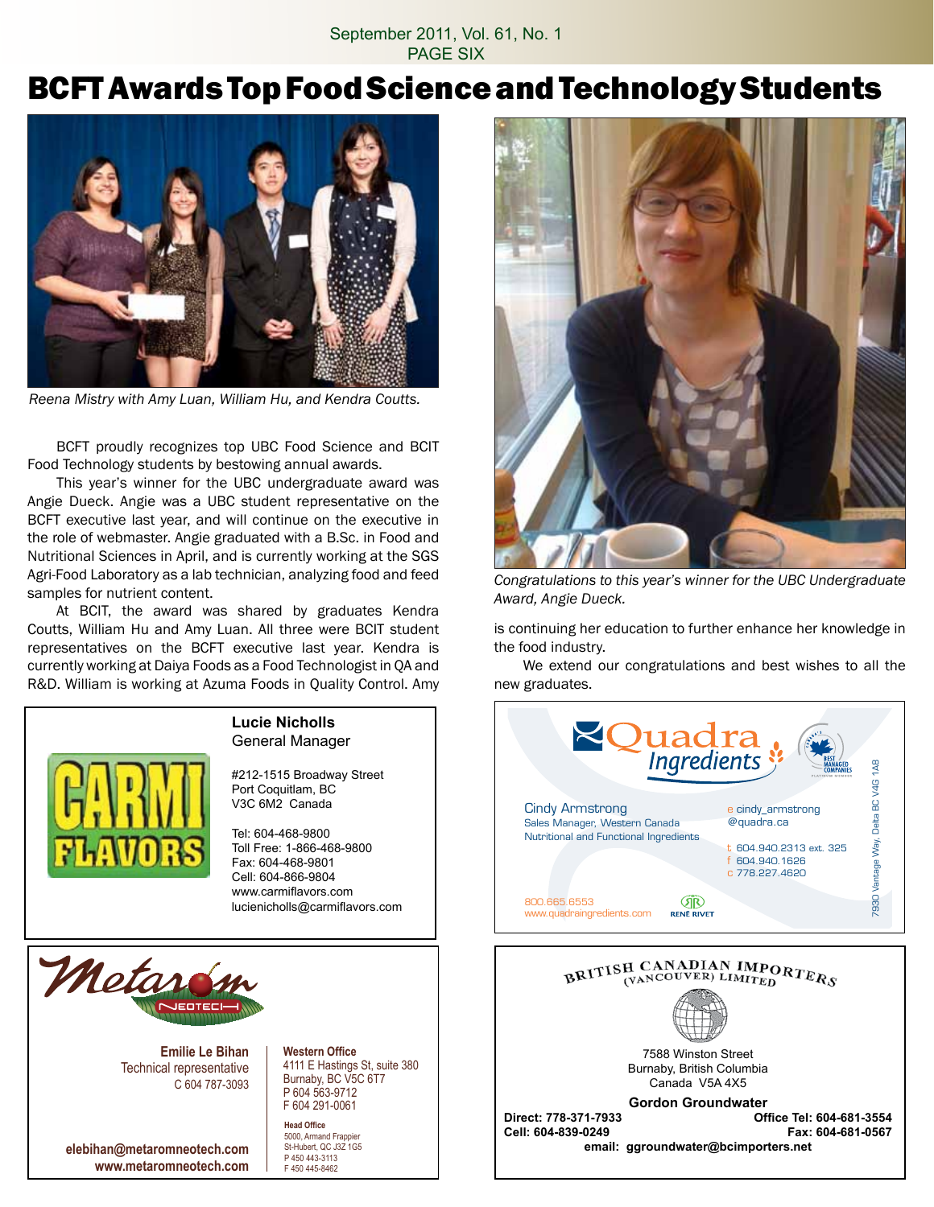# BCFT Awards Top Food Science and Technology Students

*Reena Mistry with Amy Luan, William Hu, and Kendra Coutts.*

BCFT proudly recognizes top UBC Food Science and BCIT Food Technology students by bestowing annual awards.

This year's winner for the UBC undergraduate award was Angie Dueck. Angie was a UBC student representative on the BCFT executive last year, and will continue on the executive in the role of webmaster. Angie graduated with a B.Sc. in Food and Nutritional Sciences in April, and is currently working at the SGS Agri-Food Laboratory as a lab technician, analyzing food and feed samples for nutrient content.

At BCIT, the award was shared by graduates Kendra Coutts, William Hu and Amy Luan. All three were BCIT student representatives on the BCFT executive last year. Kendra is currently working at Daiya Foods as a Food Technologist in QA and R&D. William is working at Azuma Foods in Quality Control. Amy is continuing her education to further enhance her knowledge in the food industry.

*Congratulations to this year's winner for the UBC Undergraduate Award, Angie Dueck.*

We extend our congratulations and best wishes to all the new graduates.

---

**CARMI FLAVORS**

**Lucie Nicholls**
General Manager

#212-1515 Broadway Street
Port Coquitlam, BC
V3C 6M2 Canada

Tel: 604-468-9800
Toll Free: 1-866-468-9800
Fax: 604-468-9801
Cell: 604-866-9804
www.carmiflavors.com
lucienicholls@carmiflavors.com

---

**Quadra Ingredients**

Cindy Armstrong
Sales Manager, Western Canada
Nutritional and Functional Ingredients

e cindy_armstrong@quadra.ca
t 604.940.2313 ext. 325
f 604.940.1626
c 778.227.4620

800.665.6553
www.quadraingredients.com

René Rivet

7930 Vantage Way, Delta BC V4G 1A8

---

**Metarom Neotech**

**Emilie Le Bihan**
Technical representative
C 604 787-3093

**elebihan@metaromneotech.com**
**www.metaromneotech.com**

**Western Office**
4111 E Hastings St, suite 380
Burnaby, BC V5C 6T7
P 604 563-9712
F 604 291-0061

**Head Office**
5000, Armand Frappier
St-Hubert, QC J3Z 1G5
P 450 443-3113
F 450 445-8462

---

**BRITISH CANADIAN IMPORTERS (VANCOUVER) LIMITED**

7588 Winston Street
Burnaby, British Columbia
Canada V5A 4X5

**Gordon Groundwater**

**Direct: 778-371-7933**
**Office Tel: 604-681-3554**
**Cell: 604-839-0249**
**Fax: 604-681-0567**
**email: ggroundwater@bcimporters.net**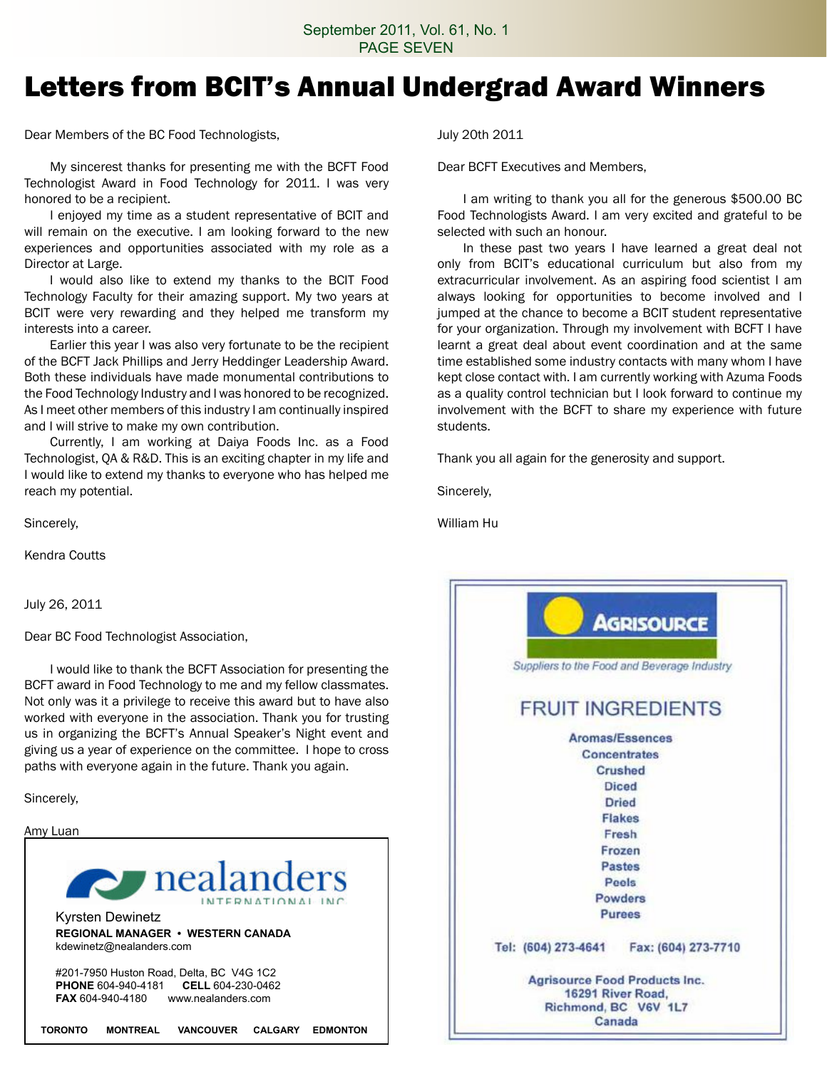# Letters from BCIT's Annual Undergrad Award Winners

Dear Members of the BC Food Technologists,

My sincerest thanks for presenting me with the BCFT Food Technologist Award in Food Technology for 2011. I was very honored to be a recipient.

I enjoyed my time as a student representative of BCIT and will remain on the executive. I am looking forward to the new experiences and opportunities associated with my role as a Director at Large.

I would also like to extend my thanks to the BCIT Food Technology Faculty for their amazing support. My two years at BCIT were very rewarding and they helped me transform my interests into a career.

Earlier this year I was also very fortunate to be the recipient of the BCFT Jack Phillips and Jerry Heddinger Leadership Award. Both these individuals have made monumental contributions to the Food Technology Industry and I was honored to be recognized. As I meet other members of this industry I am continually inspired and I will strive to make my own contribution.

Currently, I am working at Daiya Foods Inc. as a Food Technologist, QA & R&D. This is an exciting chapter in my life and I would like to extend my thanks to everyone who has helped me reach my potential.

Sincerely,

Kendra Coutts

July 26, 2011

Dear BC Food Technologist Association,

I would like to thank the BCFT Association for presenting the BCFT award in Food Technology to me and my fellow classmates. Not only was it a privilege to receive this award but to have also worked with everyone in the association. Thank you for trusting us in organizing the BCFT's Annual Speaker's Night event and giving us a year of experience on the committee. I hope to cross paths with everyone again in the future. Thank you again.

Sincerely,

Amy Luan

nealanders INTERNATIONAL INC

Kyrsten Dewinetz
**REGIONAL MANAGER • WESTERN CANADA**
kdewinetz@nealanders.com

#201-7950 Huston Road, Delta, BC V4G 1C2
**PHONE** 604-940-4181 **CELL** 604-230-0462
**FAX** 604-940-4180 www.nealanders.com

**TORONTO MONTREAL VANCOUVER CALGARY EDMONTON**

July 20th 2011

Dear BCFT Executives and Members,

I am writing to thank you all for the generous $500.00 BC Food Technologists Award. I am very excited and grateful to be selected with such an honour.

In these past two years I have learned a great deal not only from BCIT's educational curriculum but also from my extracurricular involvement. As an aspiring food scientist I am always looking for opportunities to become involved and I jumped at the chance to become a BCIT student representative for your organization. Through my involvement with BCFT I have learnt a great deal about event coordination and at the same time established some industry contacts with many whom I have kept close contact with. I am currently working with Azuma Foods as a quality control technician but I look forward to continue my involvement with the BCFT to share my experience with future students.

Thank you all again for the generosity and support.

Sincerely,

William Hu

AGRISOURCE

*Suppliers to the Food and Beverage Industry*

FRUIT INGREDIENTS

Aromas/Essences
Concentrates
Crushed
Diced
Dried
Flakes
Fresh
Frozen
Pastes
Peels
Powders
Purees

Tel: (604) 273-4641 Fax: (604) 273-7710

Agrisource Food Products Inc.
16291 River Road,
Richmond, BC V6V 1L7
Canada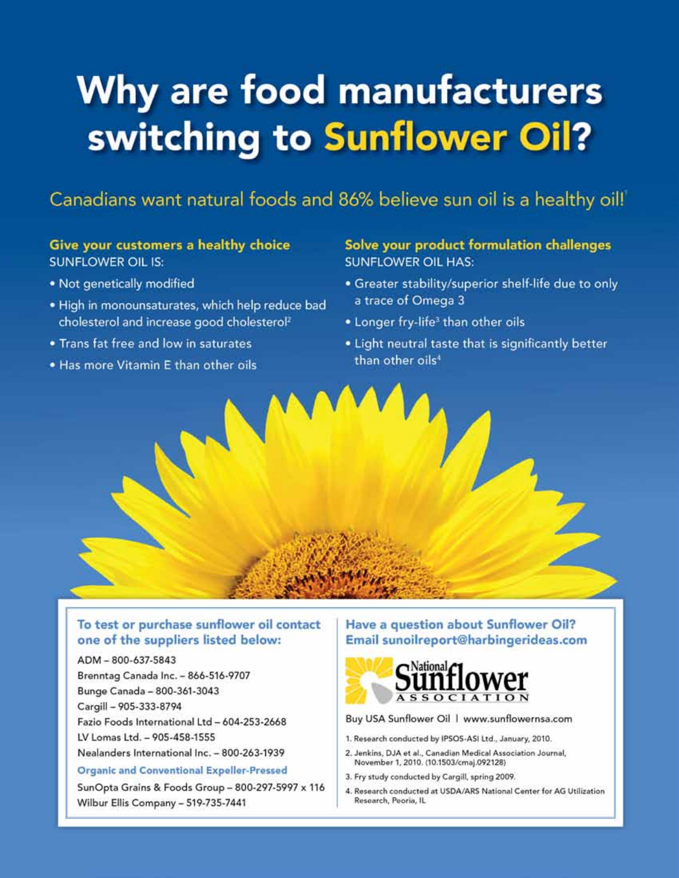# Why are food manufacturers switching to Sunflower Oil?

## Canadians want natural foods and 86% believe sun oil is a healthy oil![1]

### Give your customers a healthy choice

SUNFLOWER OIL IS:

- Not genetically modified
- High in monounsaturates, which help reduce bad cholesterol and increase good cholesterol[2]
- Trans fat free and low in saturates
- Has more Vitamin E than other oils

### Solve your product formulation challenges

SUNFLOWER OIL HAS:

- Greater stability/superior shelf-life due to only a trace of Omega 3
- Longer fry-life[3] than other oils
- Light neutral taste that is significantly better than other oils[4]

### To test or purchase sunflower oil contact one of the suppliers listed below:

ADM – 800-637-5843
Brenntag Canada Inc. – 866-516-9707
Bunge Canada – 800-361-3043
Cargill – 905-333-8794
Fazio Foods International Ltd – 604-253-2668
LV Lomas Ltd. – 905-458-1555
Nealanders International Inc. – 800-263-1939

**Organic and Conventional Expeller-Pressed**

SunOpta Grains & Foods Group – 800-297-5997 x 116
Wilbur Ellis Company – 519-735-7441

### Have a question about Sunflower Oil? Email sunoilreport@harbingerideas.com

National Sunflower Association

Buy USA Sunflower Oil | www.sunflowernsa.com

1. Research conducted by IPSOS-ASI Ltd., January, 2010.
2. Jenkins, DJA et al., Canadian Medical Association Journal, November 1, 2010. (10.1503/cmaj.092128)
3. Fry study conducted by Cargill, spring 2009.
4. Research conducted at USDA/ARS National Center for AG Utilization Research, Peoria, IL